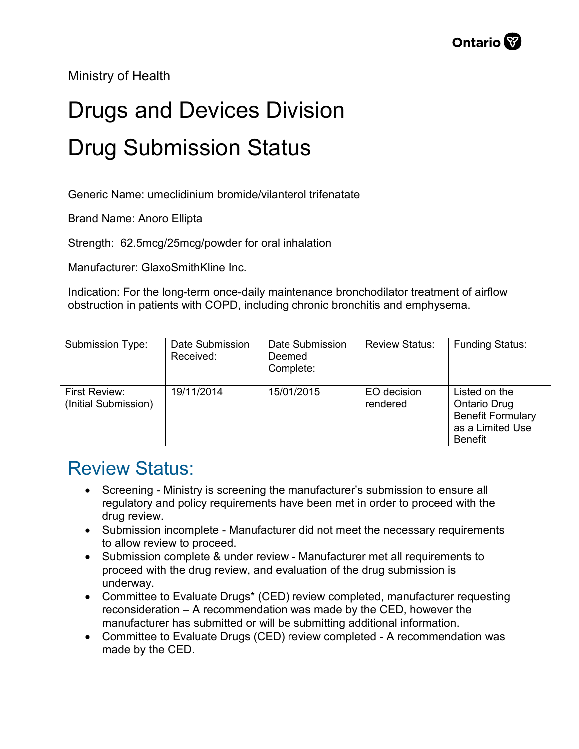Ministry of Health

# Drugs and Devices Division

# Drug Submission Status

Generic Name: umeclidinium bromide/vilanterol trifenatate

Brand Name: Anoro Ellipta

Strength: 62.5mcg/25mcg/powder for oral inhalation

Manufacturer: GlaxoSmithKline Inc.

Indication: For the long-term once-daily maintenance bronchodilator treatment of airflow obstruction in patients with COPD, including chronic bronchitis and emphysema.

| Submission Type: | Date Submission Received: | Date Submission Deemed Complete: | Review Status: | Funding Status: |
|---|---|---|---|---|
| First Review: (Initial Submission) | 19/11/2014 | 15/01/2015 | EO decision rendered | Listed on the Ontario Drug Benefit Formulary as a Limited Use Benefit |

## Review Status:

- Screening - Ministry is screening the manufacturer's submission to ensure all regulatory and policy requirements have been met in order to proceed with the drug review.
- Submission incomplete - Manufacturer did not meet the necessary requirements to allow review to proceed.
- Submission complete & under review - Manufacturer met all requirements to proceed with the drug review, and evaluation of the drug submission is underway.
- Committee to Evaluate Drugs* (CED) review completed, manufacturer requesting reconsideration – A recommendation was made by the CED, however the manufacturer has submitted or will be submitting additional information.
- Committee to Evaluate Drugs (CED) review completed - A recommendation was made by the CED.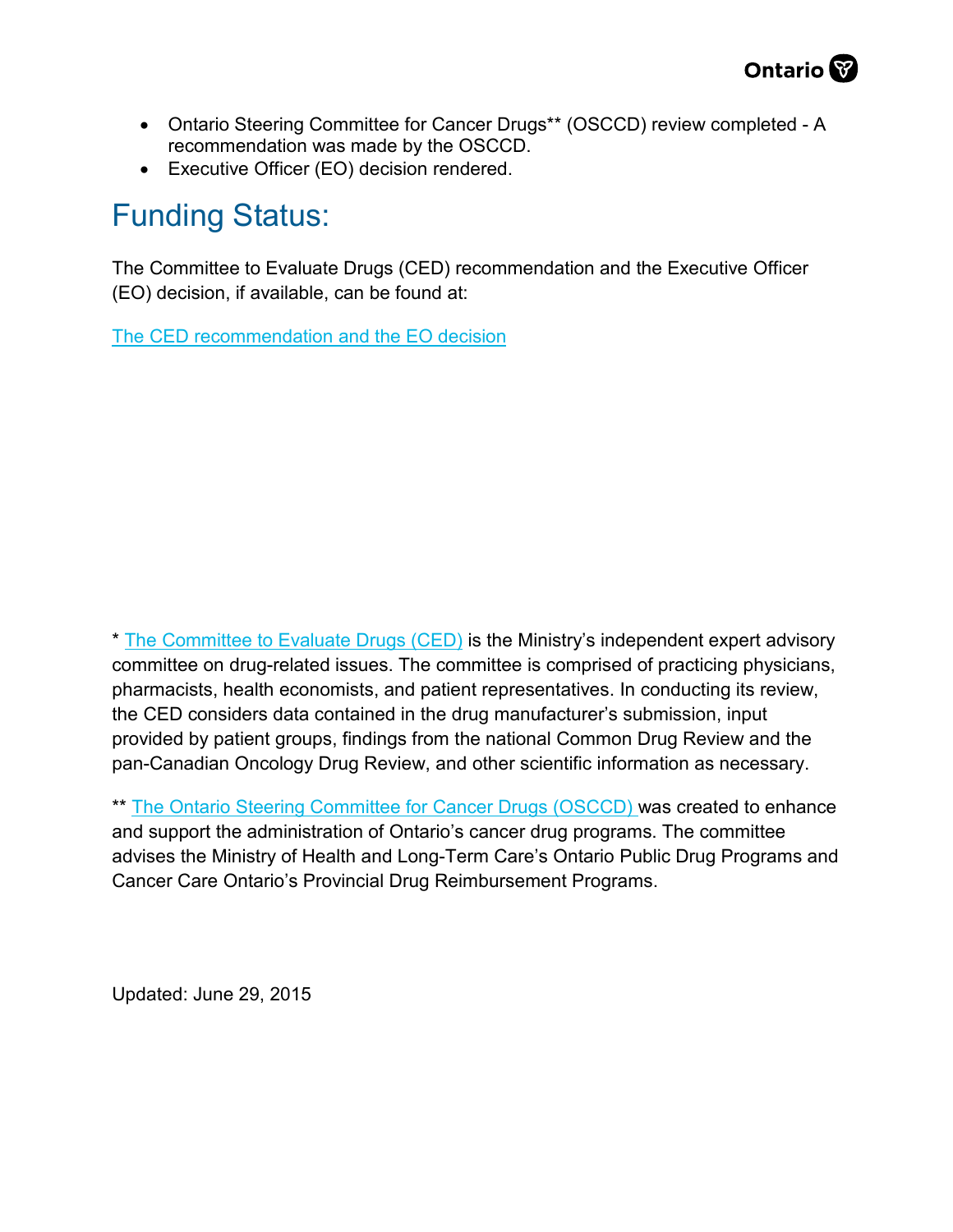- Ontario Steering Committee for Cancer Drugs** (OSCCD) review completed - A recommendation was made by the OSCCD.
- Executive Officer (EO) decision rendered.

## Funding Status:

The Committee to Evaluate Drugs (CED) recommendation and the Executive Officer (EO) decision, if available, can be found at:

The CED recommendation and the EO decision

* The Committee to Evaluate Drugs (CED) is the Ministry's independent expert advisory committee on drug-related issues. The committee is comprised of practicing physicians, pharmacists, health economists, and patient representatives. In conducting its review, the CED considers data contained in the drug manufacturer's submission, input provided by patient groups, findings from the national Common Drug Review and the pan-Canadian Oncology Drug Review, and other scientific information as necessary.

** The Ontario Steering Committee for Cancer Drugs (OSCCD) was created to enhance and support the administration of Ontario's cancer drug programs. The committee advises the Ministry of Health and Long-Term Care's Ontario Public Drug Programs and Cancer Care Ontario's Provincial Drug Reimbursement Programs.

Updated: June 29, 2015